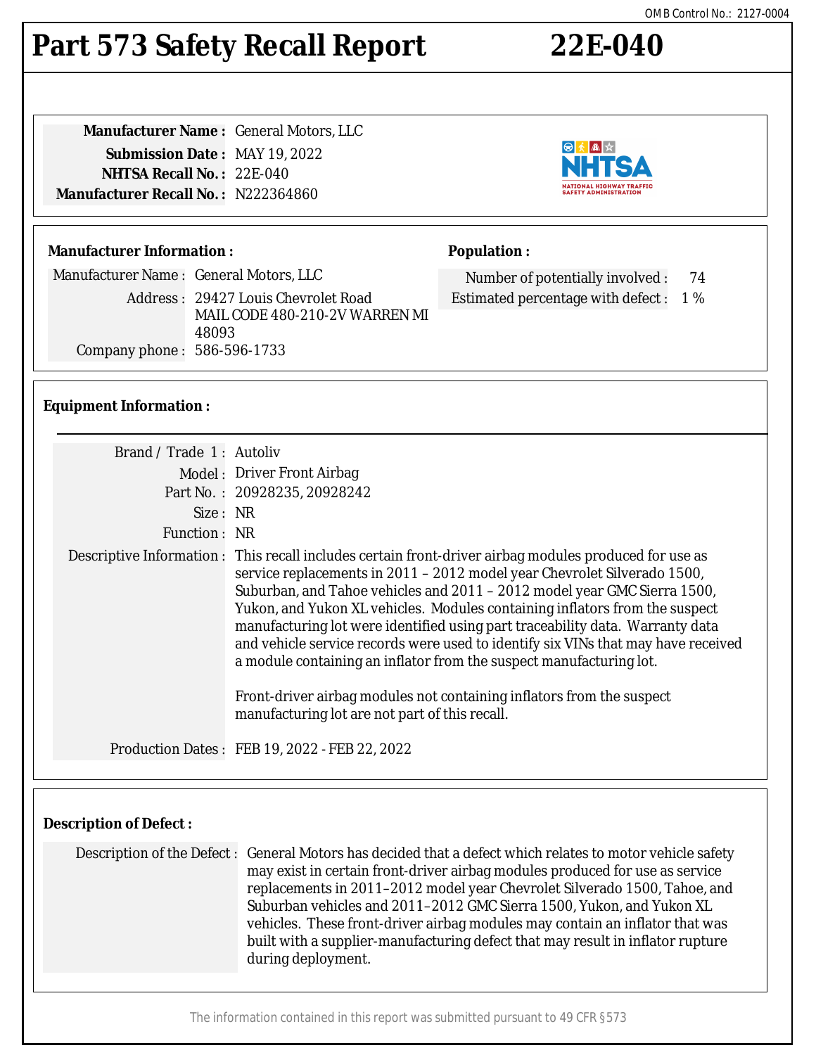OMB Control No.: 2127-0004

# Part 573 Safety Recall Report 22E-040

**Manufacturer Name :** General Motors, LLC
**Submission Date :** MAY 19, 2022
**NHTSA Recall No. :** 22E-040
**Manufacturer Recall No. :** N222364860

**Manufacturer Information :**

Manufacturer Name : General Motors, LLC
Address : 29427 Louis Chevrolet Road
MAIL CODE 480-210-2V WARREN MI 48093
Company phone : 586-596-1733

**Population :**

Number of potentially involved : 74
Estimated percentage with defect : 1 %

**Equipment Information :**

Brand / Trade 1 : Autoliv
Model : Driver Front Airbag
Part No. : 20928235, 20928242
Size : NR
Function : NR
Descriptive Information : This recall includes certain front-driver airbag modules produced for use as service replacements in 2011 – 2012 model year Chevrolet Silverado 1500, Suburban, and Tahoe vehicles and 2011 – 2012 model year GMC Sierra 1500, Yukon, and Yukon XL vehicles. Modules containing inflators from the suspect manufacturing lot were identified using part traceability data. Warranty data and vehicle service records were used to identify six VINs that may have received a module containing an inflator from the suspect manufacturing lot.

Front-driver airbag modules not containing inflators from the suspect manufacturing lot are not part of this recall.

Production Dates : FEB 19, 2022 - FEB 22, 2022

**Description of Defect :**

Description of the Defect : General Motors has decided that a defect which relates to motor vehicle safety may exist in certain front-driver airbag modules produced for use as service replacements in 2011–2012 model year Chevrolet Silverado 1500, Tahoe, and Suburban vehicles and 2011–2012 GMC Sierra 1500, Yukon, and Yukon XL vehicles. These front-driver airbag modules may contain an inflator that was built with a supplier-manufacturing defect that may result in inflator rupture during deployment.

The information contained in this report was submitted pursuant to 49 CFR §573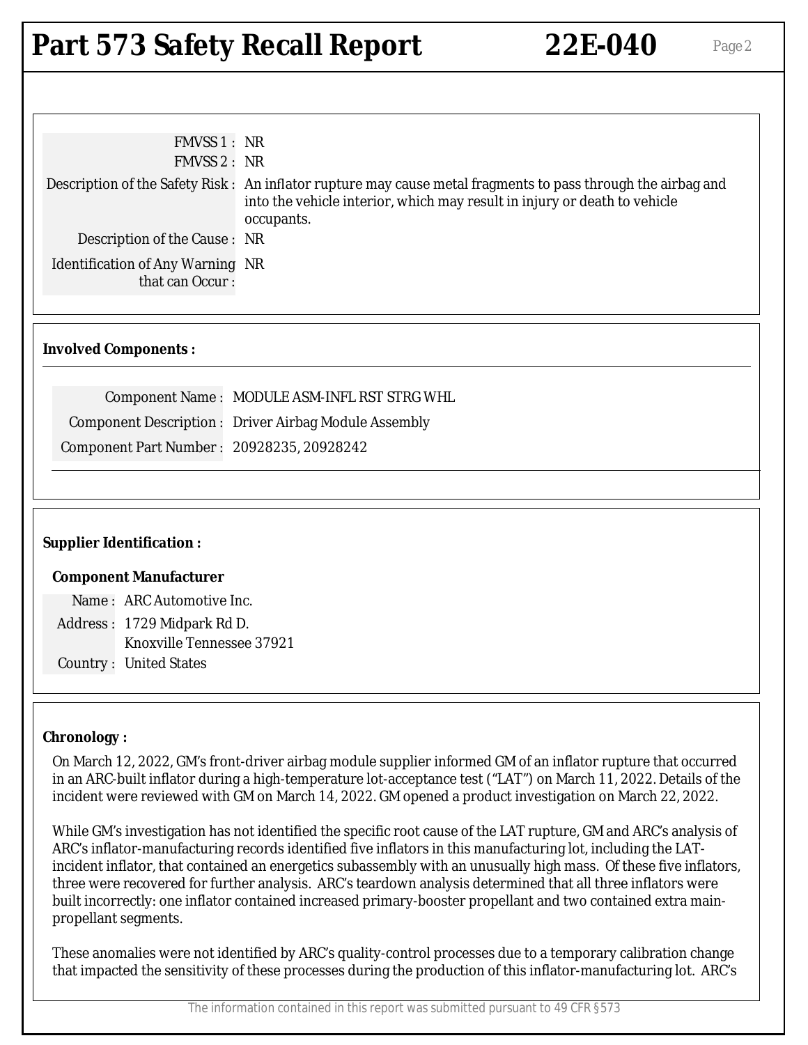| | |
|---|---|
| FMVSS 1 : | NR |
| FMVSS 2 : | NR |
| Description of the Safety Risk : | An inflator rupture may cause metal fragments to pass through the airbag and into the vehicle interior, which may result in injury or death to vehicle occupants. |
| Description of the Cause : | NR |
| Identification of Any Warning that can Occur : | NR |

**Involved Components :**

| | |
|---|---|
| Component Name : | MODULE ASM-INFL RST STRG WHL |
| Component Description : | Driver Airbag Module Assembly |
| Component Part Number : | 20928235, 20928242 |

**Supplier Identification :**

**Component Manufacturer**

| | |
|---|---|
| Name : | ARC Automotive Inc. |
| Address : | 1729 Midpark Rd D. Knoxville Tennessee 37921 |
| Country : | United States |

**Chronology :**

On March 12, 2022, GM's front-driver airbag module supplier informed GM of an inflator rupture that occurred in an ARC-built inflator during a high-temperature lot-acceptance test ("LAT") on March 11, 2022. Details of the incident were reviewed with GM on March 14, 2022. GM opened a product investigation on March 22, 2022.

While GM's investigation has not identified the specific root cause of the LAT rupture, GM and ARC's analysis of ARC's inflator-manufacturing records identified five inflators in this manufacturing lot, including the LAT-incident inflator, that contained an energetics subassembly with an unusually high mass. Of these five inflators, three were recovered for further analysis. ARC's teardown analysis determined that all three inflators were built incorrectly: one inflator contained increased primary-booster propellant and two contained extra main-propellant segments.

These anomalies were not identified by ARC's quality-control processes due to a temporary calibration change that impacted the sensitivity of these processes during the production of this inflator-manufacturing lot. ARC's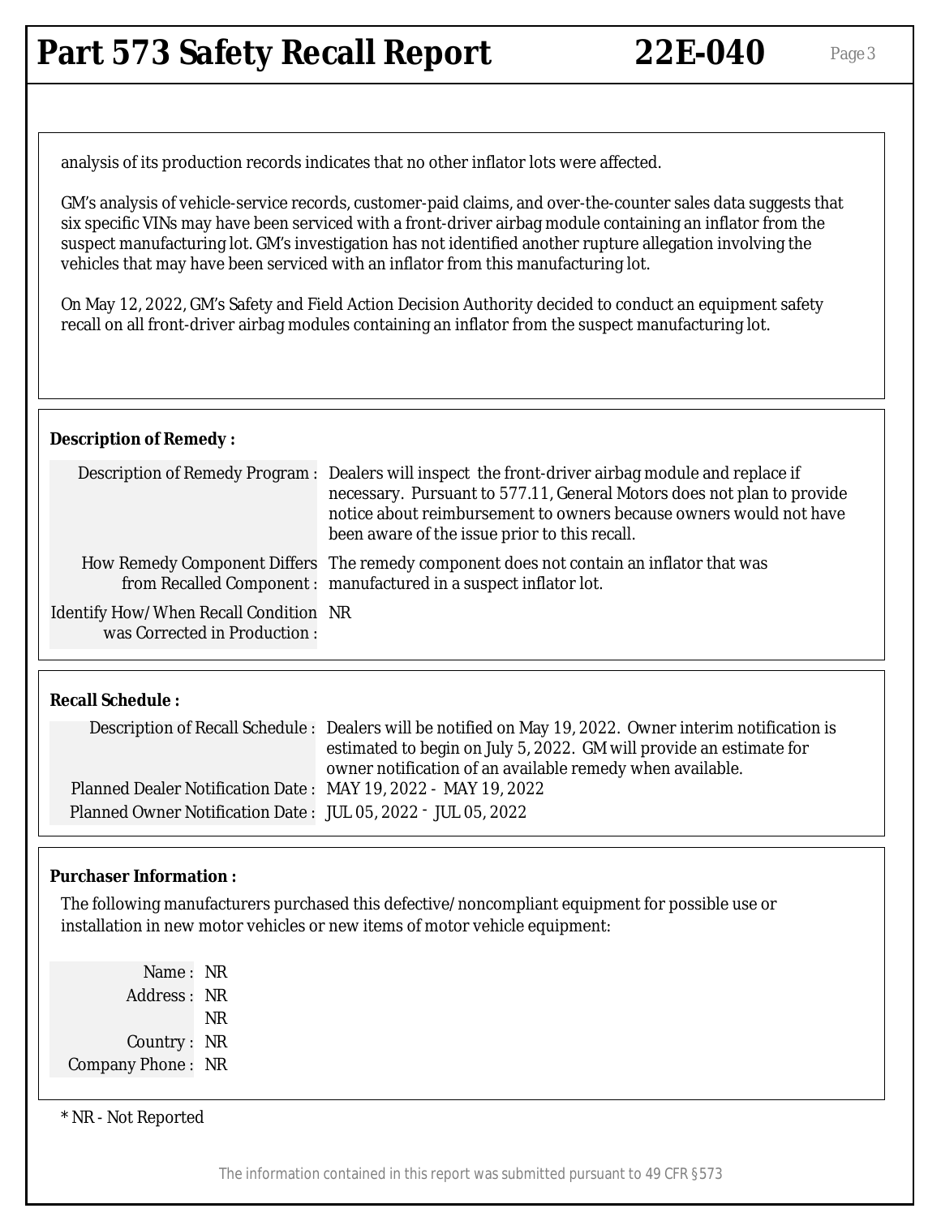analysis of its production records indicates that no other inflator lots were affected.

GM's analysis of vehicle-service records, customer-paid claims, and over-the-counter sales data suggests that six specific VINs may have been serviced with a front-driver airbag module containing an inflator from the suspect manufacturing lot. GM's investigation has not identified another rupture allegation involving the vehicles that may have been serviced with an inflator from this manufacturing lot.

On May 12, 2022, GM's Safety and Field Action Decision Authority decided to conduct an equipment safety recall on all front-driver airbag modules containing an inflator from the suspect manufacturing lot.

**Description of Remedy :**

| | |
|---|---|
| Description of Remedy Program : | Dealers will inspect the front-driver airbag module and replace if necessary. Pursuant to 577.11, General Motors does not plan to provide notice about reimbursement to owners because owners would not have been aware of the issue prior to this recall. |
| How Remedy Component Differs from Recalled Component : | The remedy component does not contain an inflator that was manufactured in a suspect inflator lot. |
| Identify How/When Recall Condition was Corrected in Production : | NR |

**Recall Schedule :**

| | |
|---|---|
| Description of Recall Schedule : | Dealers will be notified on May 19, 2022. Owner interim notification is estimated to begin on July 5, 2022. GM will provide an estimate for owner notification of an available remedy when available. |
| Planned Dealer Notification Date : | MAY 19, 2022 - MAY 19, 2022 |
| Planned Owner Notification Date : | JUL 05, 2022 - JUL 05, 2022 |

**Purchaser Information :**

The following manufacturers purchased this defective/noncompliant equipment for possible use or installation in new motor vehicles or new items of motor vehicle equipment:

| | |
|---|---|
| Name : | NR |
| Address : | NR |
| | NR |
| Country : | NR |
| Company Phone : | NR |

* NR - Not Reported

The information contained in this report was submitted pursuant to 49 CFR §573